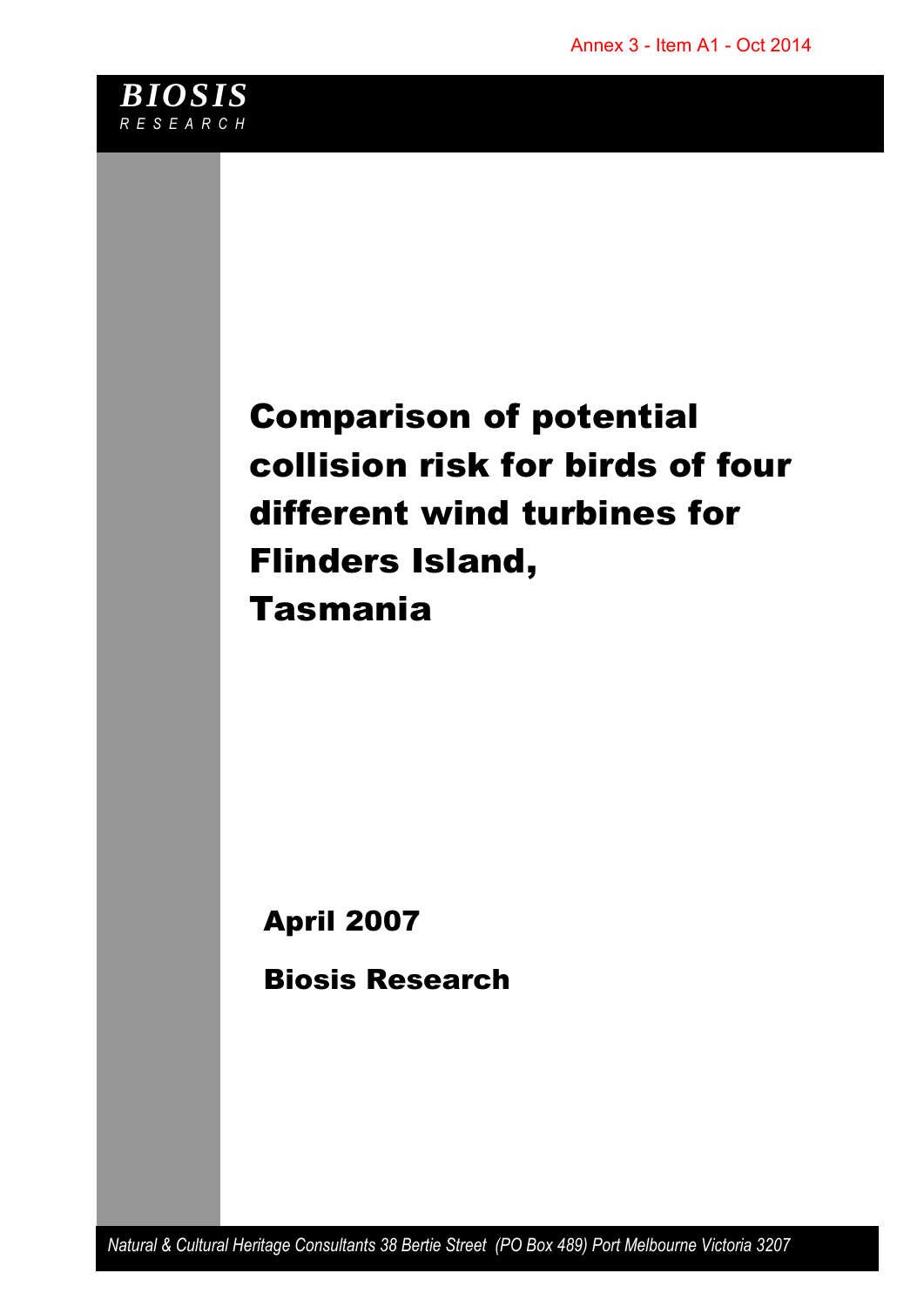Annex 3 - Item A1 - Oct 2014

***BIOSIS***
*RESEARCH*

# Comparison of potential collision risk for birds of four different wind turbines for Flinders Island, Tasmania

**April 2007**

**Biosis Research**

*Natural & Cultural Heritage Consultants 38 Bertie Street (PO Box 489) Port Melbourne Victoria 3207*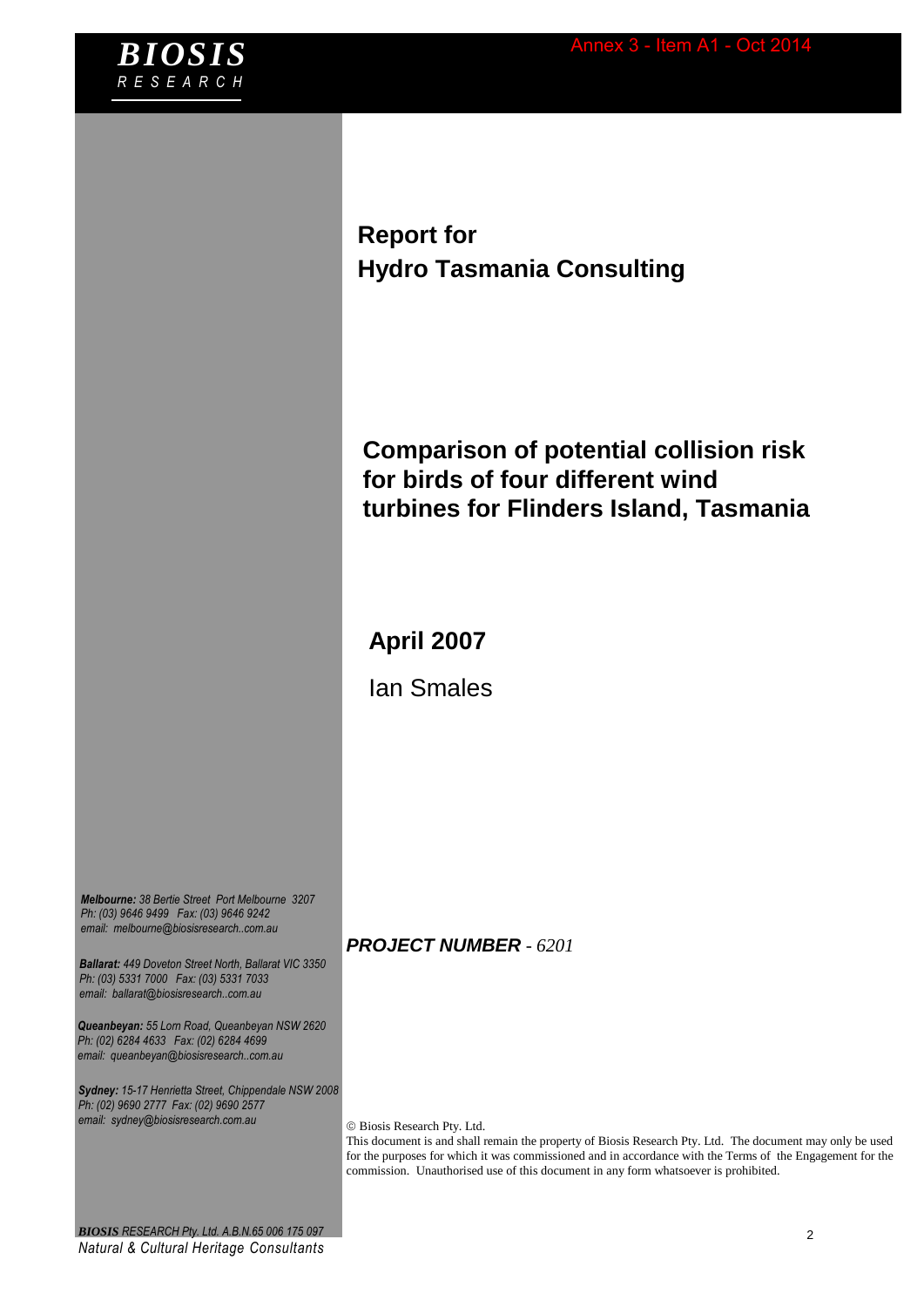**BIOSIS**
*RESEARCH*

Annex 3 - Item A1 - Oct 2014

**Report for**
**Hydro Tasmania Consulting**

# Comparison of potential collision risk for birds of four different wind turbines for Flinders Island, Tasmania

**April 2007**

Ian Smales

***Melbourne:*** *38 Bertie Street Port Melbourne 3207*
*Ph: (03) 9646 9499 Fax: (03) 9646 9242*
*email: melbourne@biosisresearch..com.au*

***Ballarat:*** *449 Doveton Street North, Ballarat VIC 3350*
*Ph: (03) 5331 7000 Fax: (03) 5331 7033*
*email: ballarat@biosisresearch..com.au*

***Queanbeyan:*** *55 Lorn Road, Queanbeyan NSW 2620*
*Ph: (02) 6284 4633 Fax: (02) 6284 4699*
*email: queanbeyan@biosisresearch..com.au*

***Sydney:*** *15-17 Henrietta Street, Chippendale NSW 2008*
*Ph: (02) 9690 2777 Fax: (02) 9690 2577*
*email: sydney@biosisresearch.com.au*

***PROJECT NUMBER*** *- 6201*

© Biosis Research Pty. Ltd.
This document is and shall remain the property of Biosis Research Pty. Ltd. The document may only be used for the purposes for which it was commissioned and in accordance with the Terms of the Engagement for the commission. Unauthorised use of this document in any form whatsoever is prohibited.

***BIOSIS*** *RESEARCH Pty. Ltd. A.B.N.65 006 175 097*
*Natural & Cultural Heritage Consultants*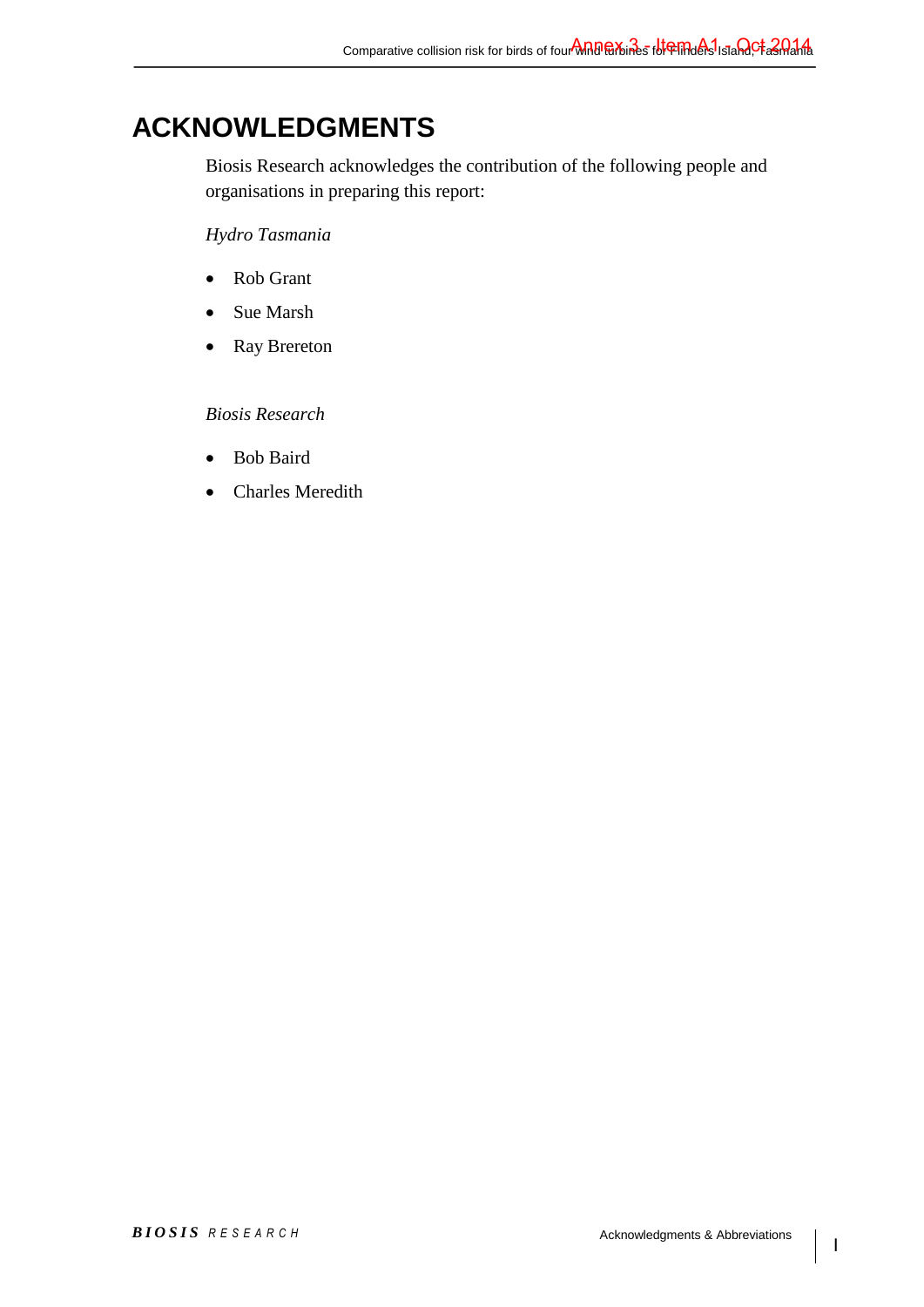# ACKNOWLEDGMENTS

Biosis Research acknowledges the contribution of the following people and organisations in preparing this report:

*Hydro Tasmania*

- Rob Grant
- Sue Marsh
- Ray Brereton

*Biosis Research*

- Bob Baird
- Charles Meredith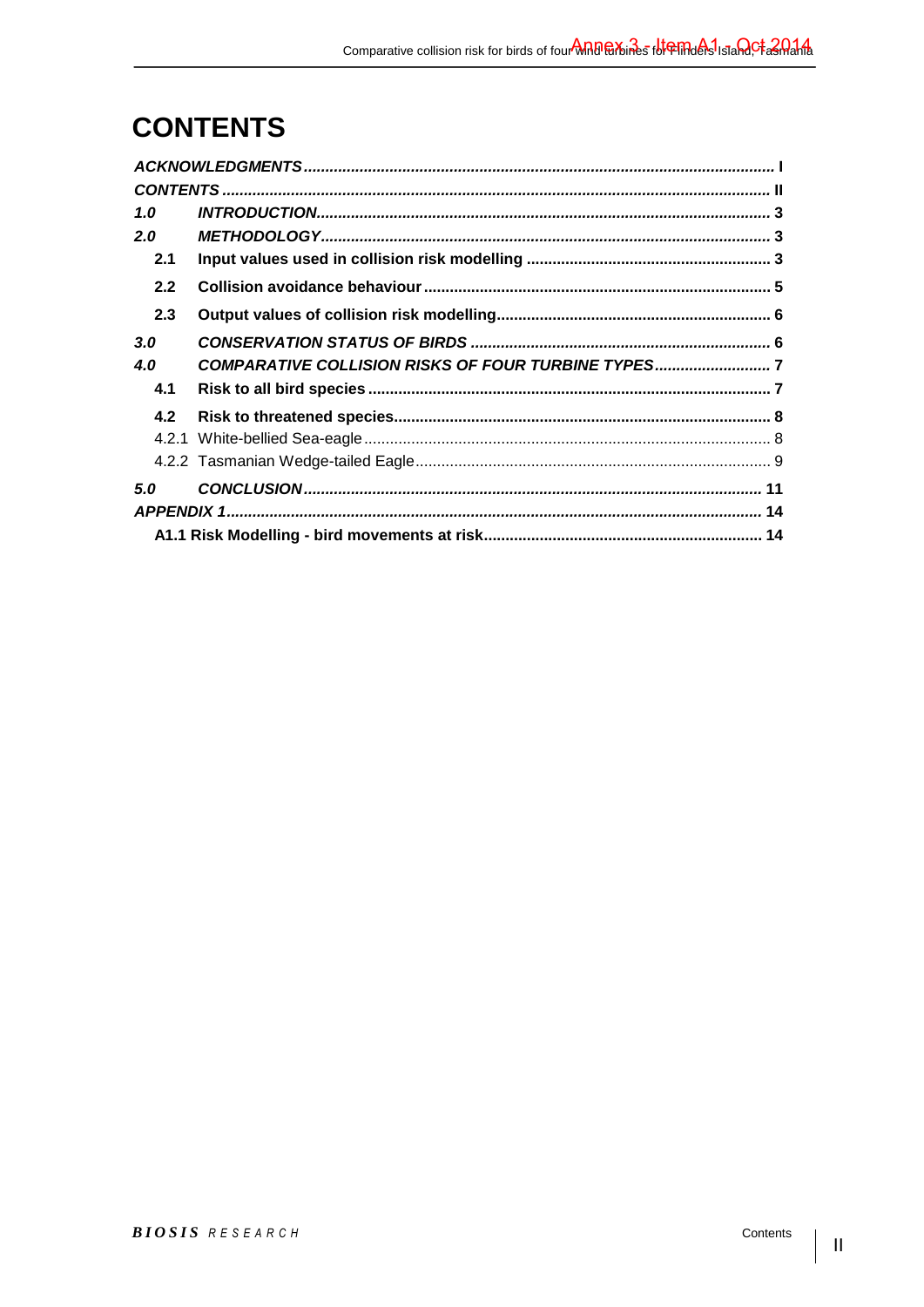# CONTENTS

| | | |
|---|---|---|
| ***ACKNOWLEDGMENTS*** | | **I** |
| ***CONTENTS*** | | **II** |
| ***1.0*** | ***INTRODUCTION*** | **3** |
| ***2.0*** | ***METHODOLOGY*** | **3** |
| **2.1** | **Input values used in collision risk modelling** | **3** |
| **2.2** | **Collision avoidance behaviour** | **5** |
| **2.3** | **Output values of collision risk modelling** | **6** |
| ***3.0*** | ***CONSERVATION STATUS OF BIRDS*** | **6** |
| ***4.0*** | ***COMPARATIVE COLLISION RISKS OF FOUR TURBINE TYPES*** | **7** |
| **4.1** | **Risk to all bird species** | **7** |
| **4.2** | **Risk to threatened species** | **8** |
| 4.2.1 | White-bellied Sea-eagle | 8 |
| 4.2.2 | Tasmanian Wedge-tailed Eagle | 9 |
| ***5.0*** | ***CONCLUSION*** | **11** |
| ***APPENDIX 1*** | | **14** |
| **A1.1 Risk Modelling - bird movements at risk** | | **14** |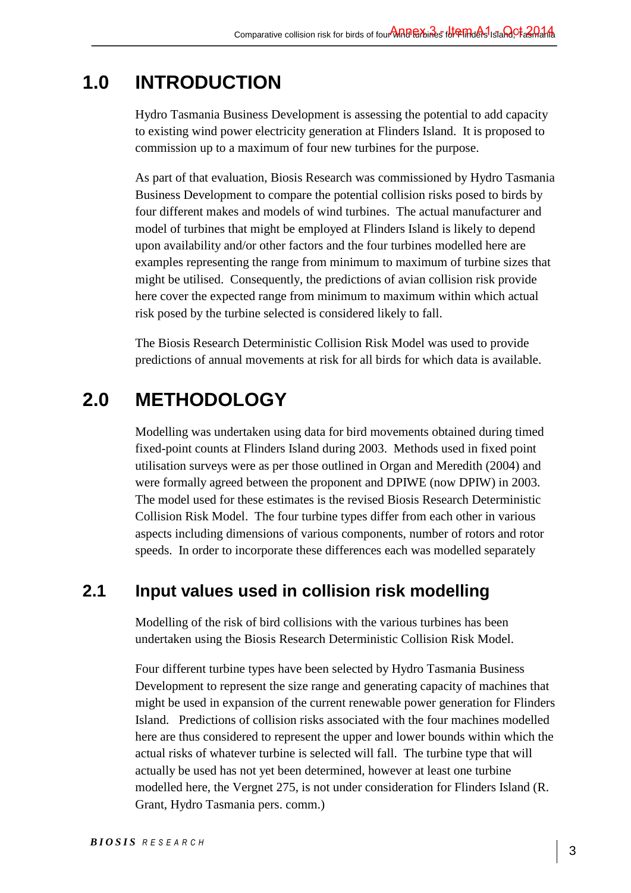# 1.0 INTRODUCTION

Hydro Tasmania Business Development is assessing the potential to add capacity to existing wind power electricity generation at Flinders Island. It is proposed to commission up to a maximum of four new turbines for the purpose.

As part of that evaluation, Biosis Research was commissioned by Hydro Tasmania Business Development to compare the potential collision risks posed to birds by four different makes and models of wind turbines. The actual manufacturer and model of turbines that might be employed at Flinders Island is likely to depend upon availability and/or other factors and the four turbines modelled here are examples representing the range from minimum to maximum of turbine sizes that might be utilised. Consequently, the predictions of avian collision risk provide here cover the expected range from minimum to maximum within which actual risk posed by the turbine selected is considered likely to fall.

The Biosis Research Deterministic Collision Risk Model was used to provide predictions of annual movements at risk for all birds for which data is available.

# 2.0 METHODOLOGY

Modelling was undertaken using data for bird movements obtained during timed fixed-point counts at Flinders Island during 2003. Methods used in fixed point utilisation surveys were as per those outlined in Organ and Meredith (2004) and were formally agreed between the proponent and DPIWE (now DPIW) in 2003. The model used for these estimates is the revised Biosis Research Deterministic Collision Risk Model. The four turbine types differ from each other in various aspects including dimensions of various components, number of rotors and rotor speeds. In order to incorporate these differences each was modelled separately

## 2.1 Input values used in collision risk modelling

Modelling of the risk of bird collisions with the various turbines has been undertaken using the Biosis Research Deterministic Collision Risk Model.

Four different turbine types have been selected by Hydro Tasmania Business Development to represent the size range and generating capacity of machines that might be used in expansion of the current renewable power generation for Flinders Island. Predictions of collision risks associated with the four machines modelled here are thus considered to represent the upper and lower bounds within which the actual risks of whatever turbine is selected will fall. The turbine type that will actually be used has not yet been determined, however at least one turbine modelled here, the Vergnet 275, is not under consideration for Flinders Island (R. Grant, Hydro Tasmania pers. comm.)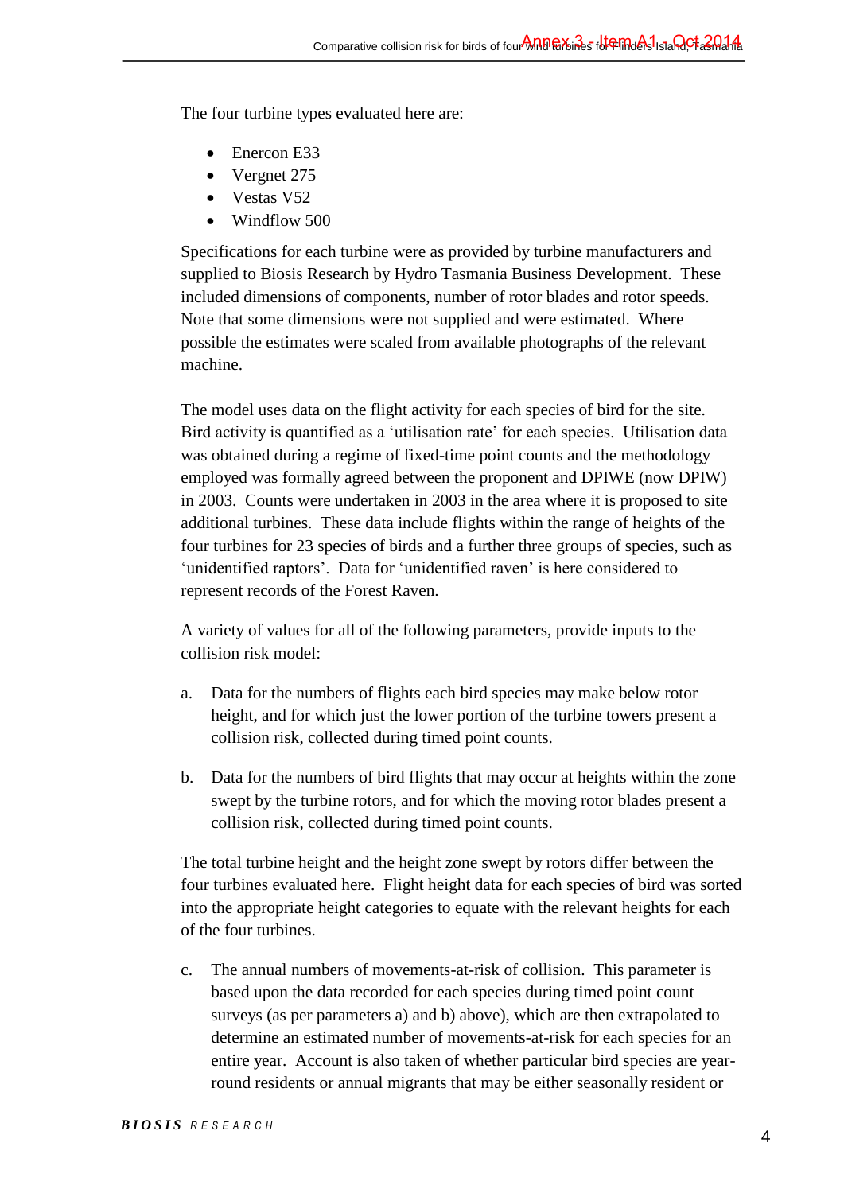The four turbine types evaluated here are:

- Enercon E33
- Vergnet 275
- Vestas V52
- Windflow 500

Specifications for each turbine were as provided by turbine manufacturers and supplied to Biosis Research by Hydro Tasmania Business Development. These included dimensions of components, number of rotor blades and rotor speeds. Note that some dimensions were not supplied and were estimated. Where possible the estimates were scaled from available photographs of the relevant machine.

The model uses data on the flight activity for each species of bird for the site. Bird activity is quantified as a 'utilisation rate' for each species. Utilisation data was obtained during a regime of fixed-time point counts and the methodology employed was formally agreed between the proponent and DPIWE (now DPIW) in 2003. Counts were undertaken in 2003 in the area where it is proposed to site additional turbines. These data include flights within the range of heights of the four turbines for 23 species of birds and a further three groups of species, such as 'unidentified raptors'. Data for 'unidentified raven' is here considered to represent records of the Forest Raven.

A variety of values for all of the following parameters, provide inputs to the collision risk model:

a. Data for the numbers of flights each bird species may make below rotor height, and for which just the lower portion of the turbine towers present a collision risk, collected during timed point counts.

b. Data for the numbers of bird flights that may occur at heights within the zone swept by the turbine rotors, and for which the moving rotor blades present a collision risk, collected during timed point counts.

The total turbine height and the height zone swept by rotors differ between the four turbines evaluated here. Flight height data for each species of bird was sorted into the appropriate height categories to equate with the relevant heights for each of the four turbines.

c. The annual numbers of movements-at-risk of collision. This parameter is based upon the data recorded for each species during timed point count surveys (as per parameters a) and b) above), which are then extrapolated to determine an estimated number of movements-at-risk for each species for an entire year. Account is also taken of whether particular bird species are year-round residents or annual migrants that may be either seasonally resident or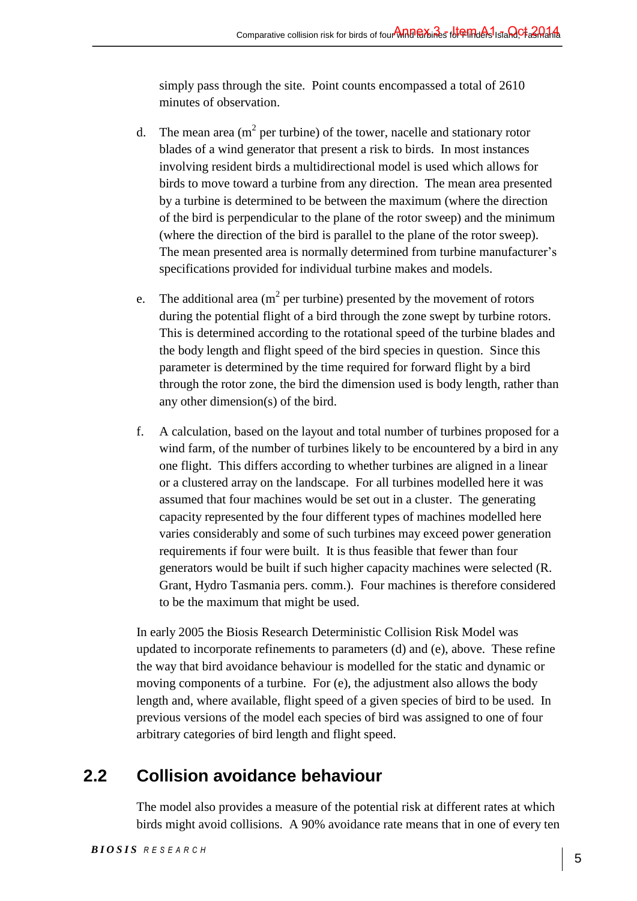simply pass through the site. Point counts encompassed a total of 2610 minutes of observation.

d. The mean area ($m^2$ per turbine) of the tower, nacelle and stationary rotor blades of a wind generator that present a risk to birds. In most instances involving resident birds a multidirectional model is used which allows for birds to move toward a turbine from any direction. The mean area presented by a turbine is determined to be between the maximum (where the direction of the bird is perpendicular to the plane of the rotor sweep) and the minimum (where the direction of the bird is parallel to the plane of the rotor sweep). The mean presented area is normally determined from turbine manufacturer's specifications provided for individual turbine makes and models.

e. The additional area ($m^2$ per turbine) presented by the movement of rotors during the potential flight of a bird through the zone swept by turbine rotors. This is determined according to the rotational speed of the turbine blades and the body length and flight speed of the bird species in question. Since this parameter is determined by the time required for forward flight by a bird through the rotor zone, the bird the dimension used is body length, rather than any other dimension(s) of the bird.

f. A calculation, based on the layout and total number of turbines proposed for a wind farm, of the number of turbines likely to be encountered by a bird in any one flight. This differs according to whether turbines are aligned in a linear or a clustered array on the landscape. For all turbines modelled here it was assumed that four machines would be set out in a cluster. The generating capacity represented by the four different types of machines modelled here varies considerably and some of such turbines may exceed power generation requirements if four were built. It is thus feasible that fewer than four generators would be built if such higher capacity machines were selected (R. Grant, Hydro Tasmania pers. comm.). Four machines is therefore considered to be the maximum that might be used.

In early 2005 the Biosis Research Deterministic Collision Risk Model was updated to incorporate refinements to parameters (d) and (e), above. These refine the way that bird avoidance behaviour is modelled for the static and dynamic or moving components of a turbine. For (e), the adjustment also allows the body length and, where available, flight speed of a given species of bird to be used. In previous versions of the model each species of bird was assigned to one of four arbitrary categories of bird length and flight speed.

## 2.2 Collision avoidance behaviour

The model also provides a measure of the potential risk at different rates at which birds might avoid collisions. A 90% avoidance rate means that in one of every ten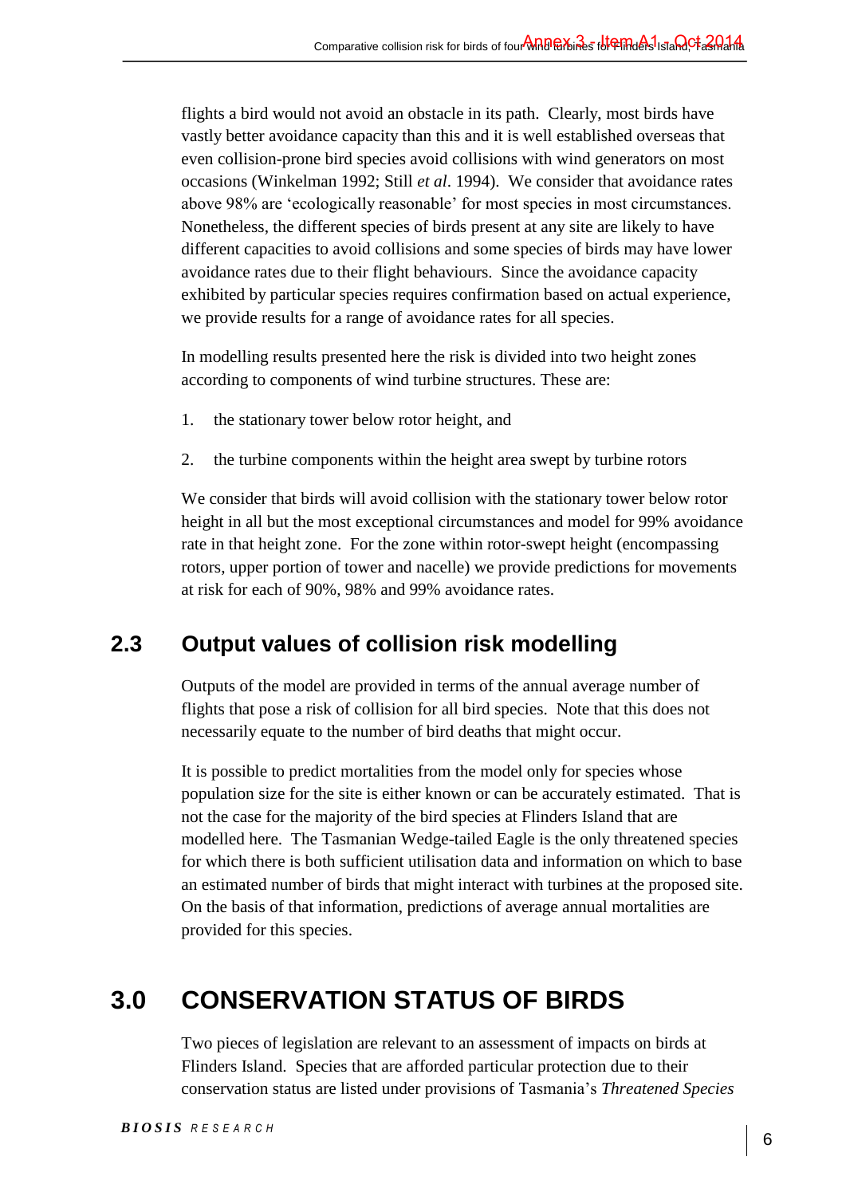flights a bird would not avoid an obstacle in its path. Clearly, most birds have vastly better avoidance capacity than this and it is well established overseas that even collision-prone bird species avoid collisions with wind generators on most occasions (Winkelman 1992; Still *et al*. 1994). We consider that avoidance rates above 98% are 'ecologically reasonable' for most species in most circumstances. Nonetheless, the different species of birds present at any site are likely to have different capacities to avoid collisions and some species of birds may have lower avoidance rates due to their flight behaviours. Since the avoidance capacity exhibited by particular species requires confirmation based on actual experience, we provide results for a range of avoidance rates for all species.

In modelling results presented here the risk is divided into two height zones according to components of wind turbine structures. These are:

1. the stationary tower below rotor height, and
2. the turbine components within the height area swept by turbine rotors

We consider that birds will avoid collision with the stationary tower below rotor height in all but the most exceptional circumstances and model for 99% avoidance rate in that height zone. For the zone within rotor-swept height (encompassing rotors, upper portion of tower and nacelle) we provide predictions for movements at risk for each of 90%, 98% and 99% avoidance rates.

## 2.3 Output values of collision risk modelling

Outputs of the model are provided in terms of the annual average number of flights that pose a risk of collision for all bird species. Note that this does not necessarily equate to the number of bird deaths that might occur.

It is possible to predict mortalities from the model only for species whose population size for the site is either known or can be accurately estimated. That is not the case for the majority of the bird species at Flinders Island that are modelled here. The Tasmanian Wedge-tailed Eagle is the only threatened species for which there is both sufficient utilisation data and information on which to base an estimated number of birds that might interact with turbines at the proposed site. On the basis of that information, predictions of average annual mortalities are provided for this species.

# 3.0 CONSERVATION STATUS OF BIRDS

Two pieces of legislation are relevant to an assessment of impacts on birds at Flinders Island. Species that are afforded particular protection due to their conservation status are listed under provisions of Tasmania's *Threatened Species*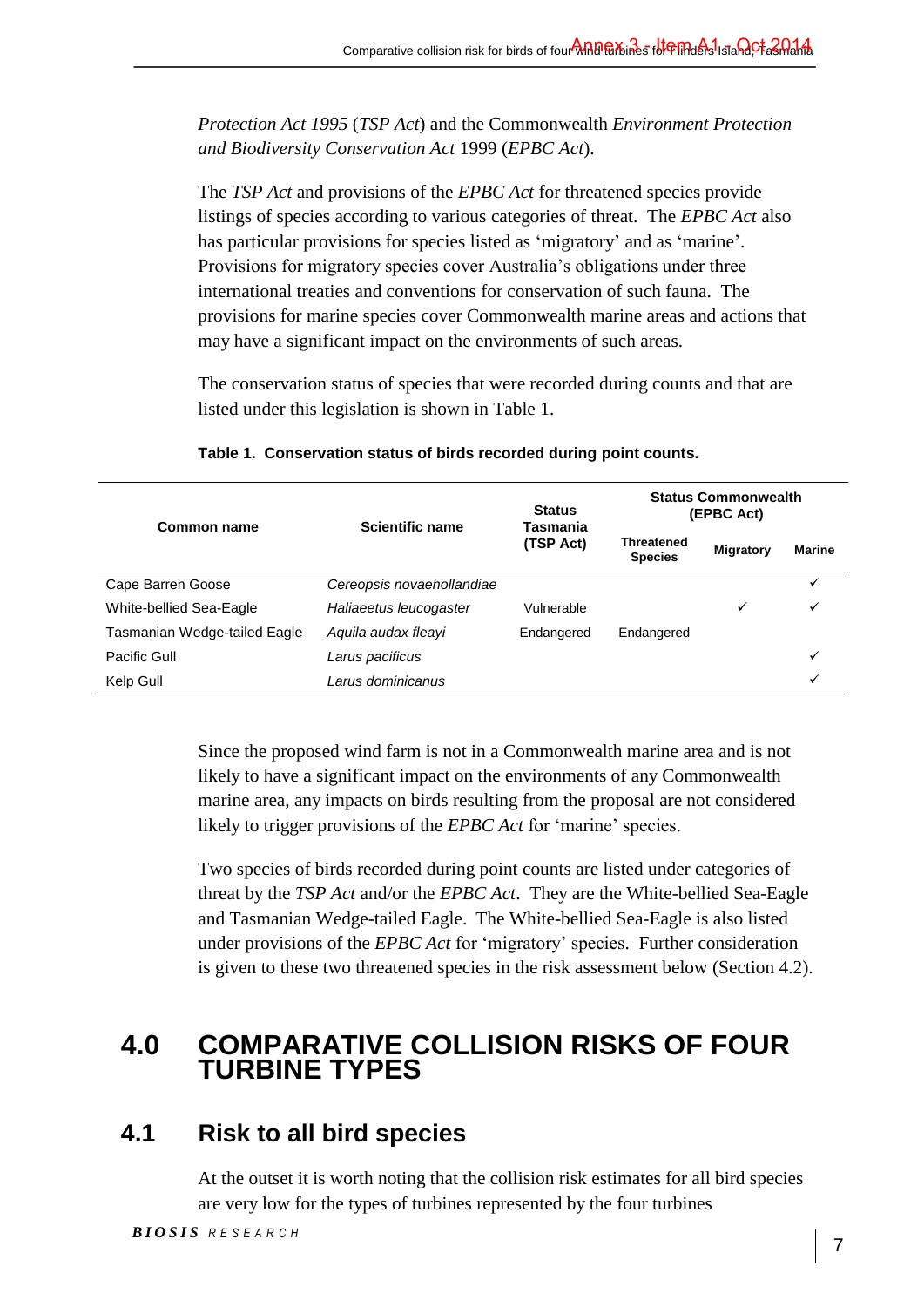*Protection Act 1995* (*TSP Act*) and the Commonwealth *Environment Protection and Biodiversity Conservation Act* 1999 (*EPBC Act*).

The *TSP Act* and provisions of the *EPBC Act* for threatened species provide listings of species according to various categories of threat. The *EPBC Act* also has particular provisions for species listed as 'migratory' and as 'marine'. Provisions for migratory species cover Australia's obligations under three international treaties and conventions for conservation of such fauna. The provisions for marine species cover Commonwealth marine areas and actions that may have a significant impact on the environments of such areas.

The conservation status of species that were recorded during counts and that are listed under this legislation is shown in Table 1.

**Table 1. Conservation status of birds recorded during point counts.**

| Common name | Scientific name | Status Tasmania (TSP Act) | Status Commonwealth (EPBC Act) | | |
|---|---|---|---|---|---|
| | | | Threatened Species | Migratory | Marine |
| Cape Barren Goose | *Cereopsis novaehollandiae* | | | | ✓ |
| White-bellied Sea-Eagle | *Haliaeetus leucogaster* | Vulnerable | | ✓ | ✓ |
| Tasmanian Wedge-tailed Eagle | *Aquila audax fleayi* | Endangered | Endangered | | |
| Pacific Gull | *Larus pacificus* | | | | ✓ |
| Kelp Gull | *Larus dominicanus* | | | | ✓ |

Since the proposed wind farm is not in a Commonwealth marine area and is not likely to have a significant impact on the environments of any Commonwealth marine area, any impacts on birds resulting from the proposal are not considered likely to trigger provisions of the *EPBC Act* for 'marine' species.

Two species of birds recorded during point counts are listed under categories of threat by the *TSP Act* and/or the *EPBC Act*. They are the White-bellied Sea-Eagle and Tasmanian Wedge-tailed Eagle. The White-bellied Sea-Eagle is also listed under provisions of the *EPBC Act* for 'migratory' species. Further consideration is given to these two threatened species in the risk assessment below (Section 4.2).

# 4.0 COMPARATIVE COLLISION RISKS OF FOUR TURBINE TYPES

## 4.1 Risk to all bird species

At the outset it is worth noting that the collision risk estimates for all bird species are very low for the types of turbines represented by the four turbines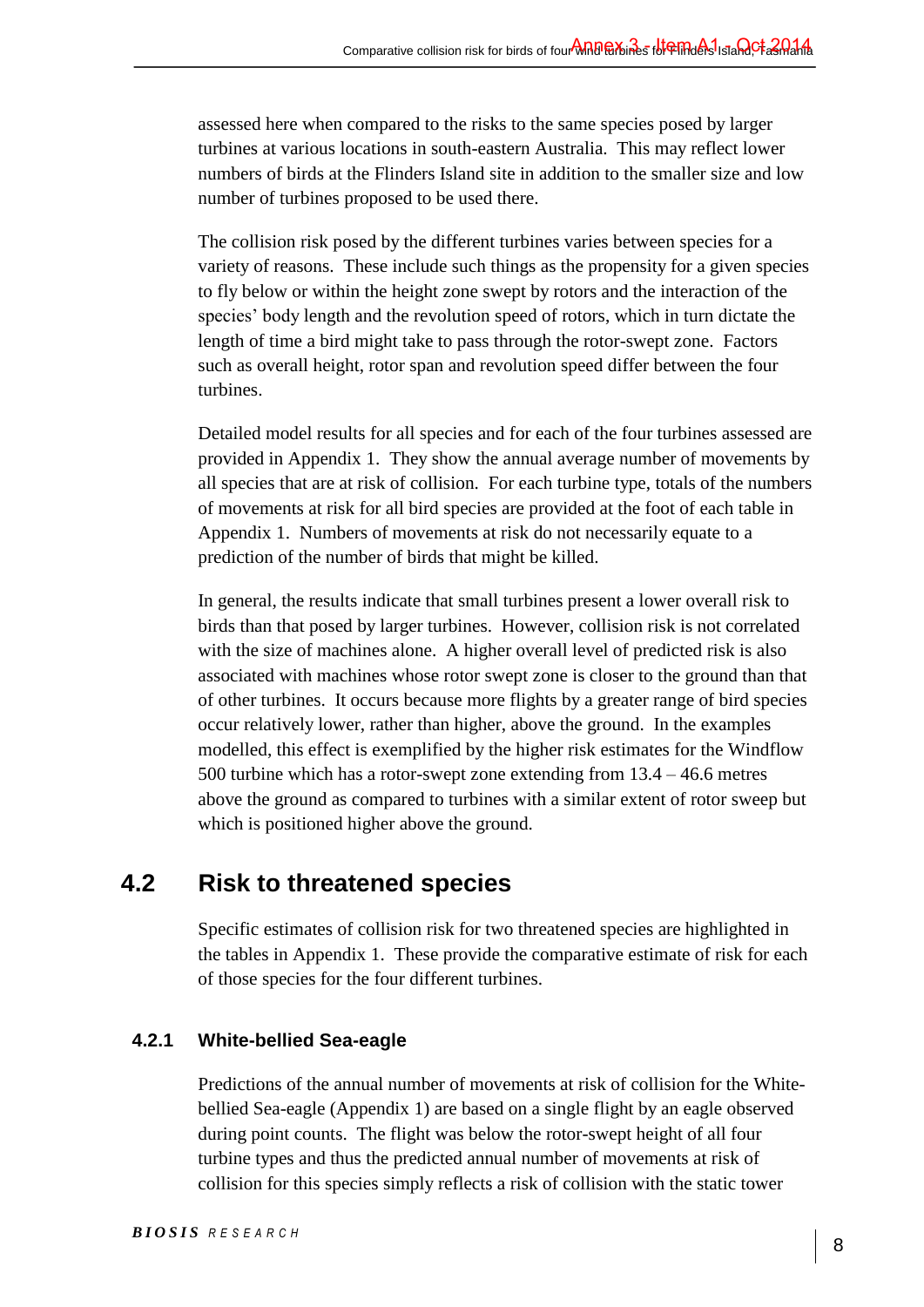assessed here when compared to the risks to the same species posed by larger turbines at various locations in south-eastern Australia. This may reflect lower numbers of birds at the Flinders Island site in addition to the smaller size and low number of turbines proposed to be used there.

The collision risk posed by the different turbines varies between species for a variety of reasons. These include such things as the propensity for a given species to fly below or within the height zone swept by rotors and the interaction of the species' body length and the revolution speed of rotors, which in turn dictate the length of time a bird might take to pass through the rotor-swept zone. Factors such as overall height, rotor span and revolution speed differ between the four turbines.

Detailed model results for all species and for each of the four turbines assessed are provided in Appendix 1. They show the annual average number of movements by all species that are at risk of collision. For each turbine type, totals of the numbers of movements at risk for all bird species are provided at the foot of each table in Appendix 1. Numbers of movements at risk do not necessarily equate to a prediction of the number of birds that might be killed.

In general, the results indicate that small turbines present a lower overall risk to birds than that posed by larger turbines. However, collision risk is not correlated with the size of machines alone. A higher overall level of predicted risk is also associated with machines whose rotor swept zone is closer to the ground than that of other turbines. It occurs because more flights by a greater range of bird species occur relatively lower, rather than higher, above the ground. In the examples modelled, this effect is exemplified by the higher risk estimates for the Windflow 500 turbine which has a rotor-swept zone extending from 13.4 – 46.6 metres above the ground as compared to turbines with a similar extent of rotor sweep but which is positioned higher above the ground.

## 4.2 Risk to threatened species

Specific estimates of collision risk for two threatened species are highlighted in the tables in Appendix 1. These provide the comparative estimate of risk for each of those species for the four different turbines.

### 4.2.1 White-bellied Sea-eagle

Predictions of the annual number of movements at risk of collision for the White-bellied Sea-eagle (Appendix 1) are based on a single flight by an eagle observed during point counts. The flight was below the rotor-swept height of all four turbine types and thus the predicted annual number of movements at risk of collision for this species simply reflects a risk of collision with the static tower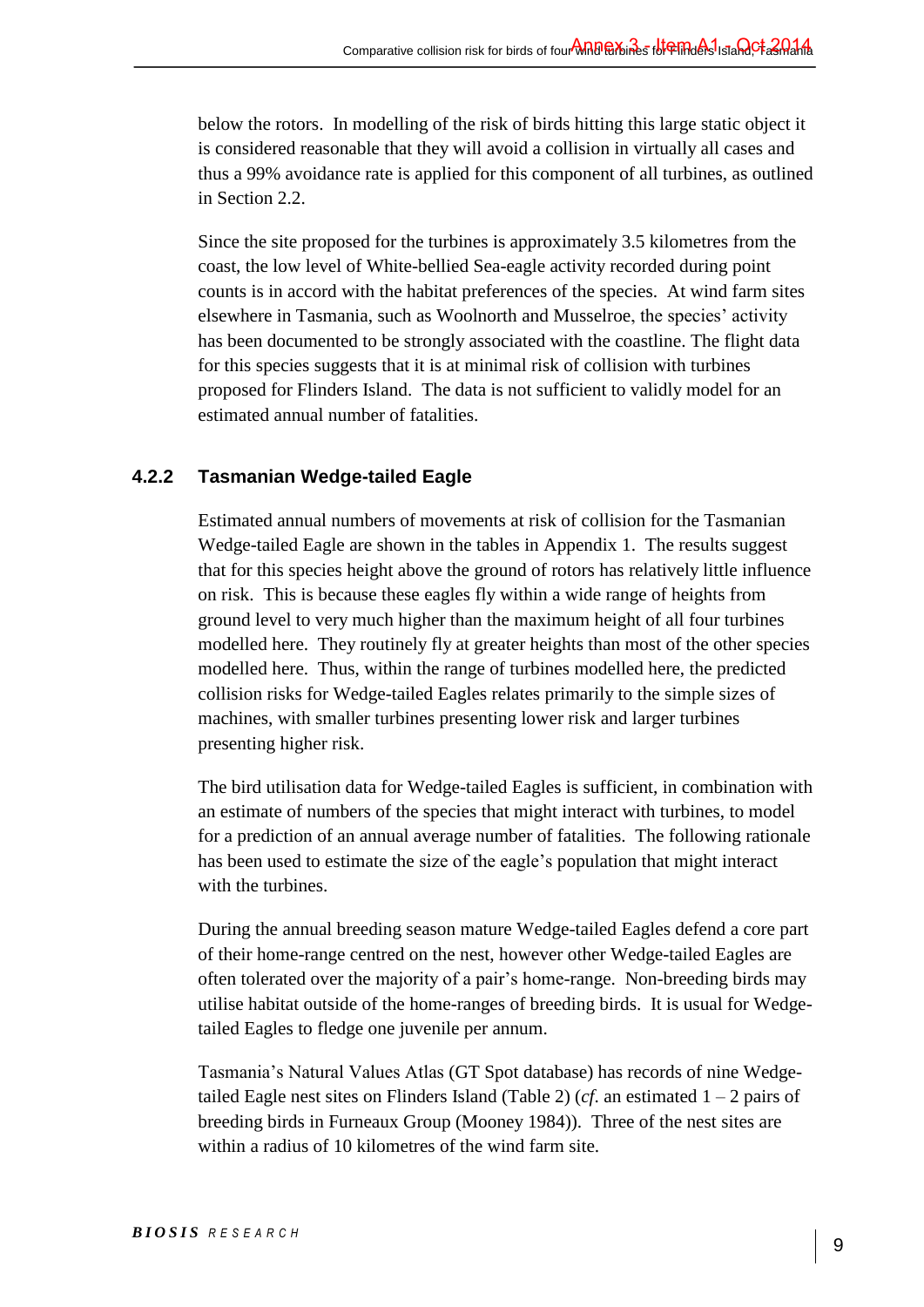below the rotors. In modelling of the risk of birds hitting this large static object it is considered reasonable that they will avoid a collision in virtually all cases and thus a 99% avoidance rate is applied for this component of all turbines, as outlined in Section 2.2.

Since the site proposed for the turbines is approximately 3.5 kilometres from the coast, the low level of White-bellied Sea-eagle activity recorded during point counts is in accord with the habitat preferences of the species. At wind farm sites elsewhere in Tasmania, such as Woolnorth and Musselroe, the species' activity has been documented to be strongly associated with the coastline. The flight data for this species suggests that it is at minimal risk of collision with turbines proposed for Flinders Island. The data is not sufficient to validly model for an estimated annual number of fatalities.

### 4.2.2 Tasmanian Wedge-tailed Eagle

Estimated annual numbers of movements at risk of collision for the Tasmanian Wedge-tailed Eagle are shown in the tables in Appendix 1. The results suggest that for this species height above the ground of rotors has relatively little influence on risk. This is because these eagles fly within a wide range of heights from ground level to very much higher than the maximum height of all four turbines modelled here. They routinely fly at greater heights than most of the other species modelled here. Thus, within the range of turbines modelled here, the predicted collision risks for Wedge-tailed Eagles relates primarily to the simple sizes of machines, with smaller turbines presenting lower risk and larger turbines presenting higher risk.

The bird utilisation data for Wedge-tailed Eagles is sufficient, in combination with an estimate of numbers of the species that might interact with turbines, to model for a prediction of an annual average number of fatalities. The following rationale has been used to estimate the size of the eagle's population that might interact with the turbines.

During the annual breeding season mature Wedge-tailed Eagles defend a core part of their home-range centred on the nest, however other Wedge-tailed Eagles are often tolerated over the majority of a pair's home-range. Non-breeding birds may utilise habitat outside of the home-ranges of breeding birds. It is usual for Wedge-tailed Eagles to fledge one juvenile per annum.

Tasmania's Natural Values Atlas (GT Spot database) has records of nine Wedge-tailed Eagle nest sites on Flinders Island (Table 2) (*cf*. an estimated 1 – 2 pairs of breeding birds in Furneaux Group (Mooney 1984)). Three of the nest sites are within a radius of 10 kilometres of the wind farm site.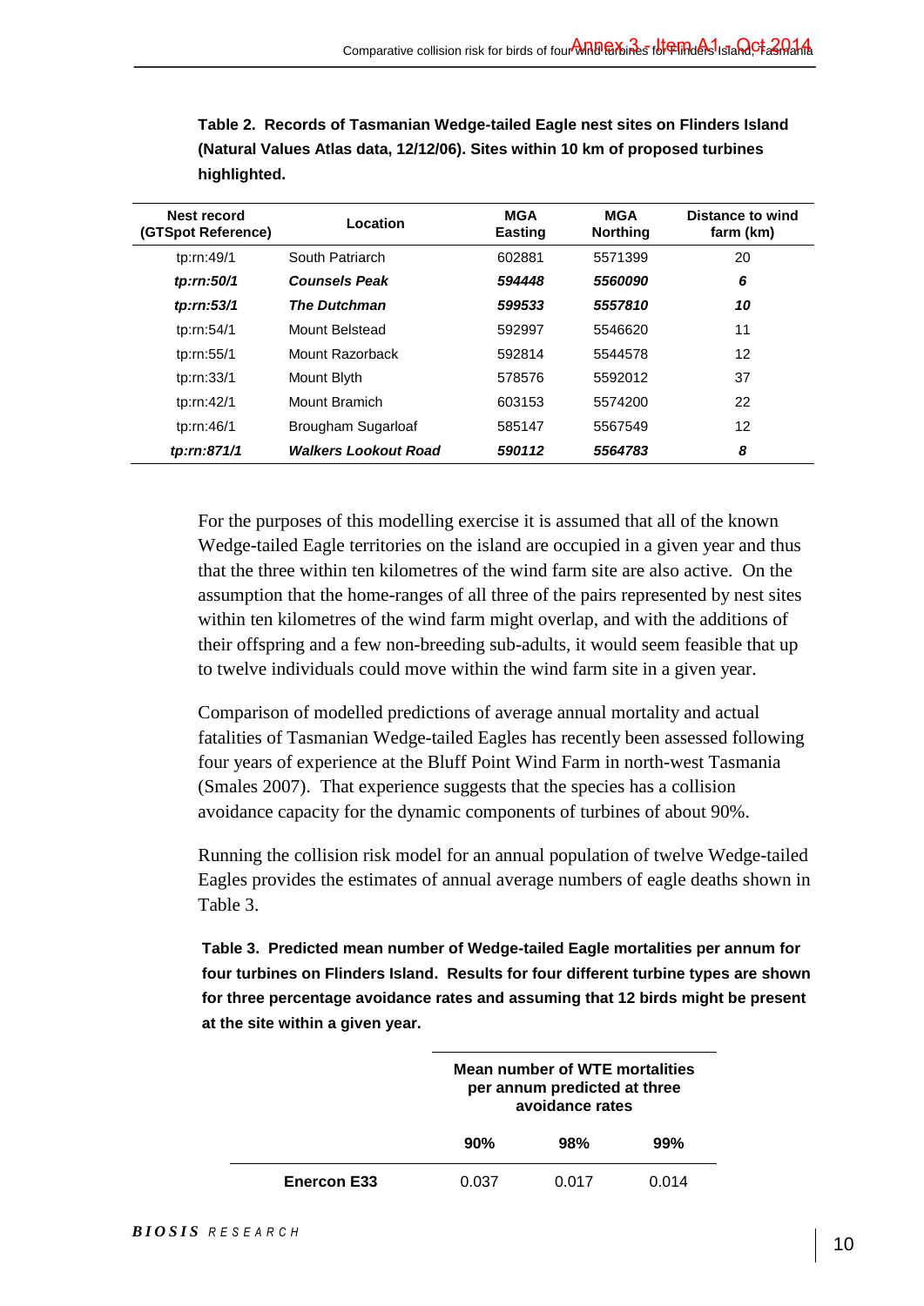**Table 2. Records of Tasmanian Wedge-tailed Eagle nest sites on Flinders Island (Natural Values Atlas data, 12/12/06). Sites within 10 km of proposed turbines highlighted.**

| Nest record (GTSpot Reference) | Location | MGA Easting | MGA Northing | Distance to wind farm (km) |
|---|---|---|---|---|
| tp:rn:49/1 | South Patriarch | 602881 | 5571399 | 20 |
| ***tp:rn:50/1*** | ***Counsels Peak*** | ***594448*** | ***5560090*** | ***6*** |
| ***tp:rn:53/1*** | ***The Dutchman*** | ***599533*** | ***5557810*** | ***10*** |
| tp:rn:54/1 | Mount Belstead | 592997 | 5546620 | 11 |
| tp:rn:55/1 | Mount Razorback | 592814 | 5544578 | 12 |
| tp:rn:33/1 | Mount Blyth | 578576 | 5592012 | 37 |
| tp:rn:42/1 | Mount Bramich | 603153 | 5574200 | 22 |
| tp:rn:46/1 | Brougham Sugarloaf | 585147 | 5567549 | 12 |
| ***tp:rn:871/1*** | ***Walkers Lookout Road*** | ***590112*** | ***5564783*** | ***8*** |

For the purposes of this modelling exercise it is assumed that all of the known Wedge-tailed Eagle territories on the island are occupied in a given year and thus that the three within ten kilometres of the wind farm site are also active. On the assumption that the home-ranges of all three of the pairs represented by nest sites within ten kilometres of the wind farm might overlap, and with the additions of their offspring and a few non-breeding sub-adults, it would seem feasible that up to twelve individuals could move within the wind farm site in a given year.

Comparison of modelled predictions of average annual mortality and actual fatalities of Tasmanian Wedge-tailed Eagles has recently been assessed following four years of experience at the Bluff Point Wind Farm in north-west Tasmania (Smales 2007). That experience suggests that the species has a collision avoidance capacity for the dynamic components of turbines of about 90%.

Running the collision risk model for an annual population of twelve Wedge-tailed Eagles provides the estimates of annual average numbers of eagle deaths shown in Table 3.

**Table 3. Predicted mean number of Wedge-tailed Eagle mortalities per annum for four turbines on Flinders Island. Results for four different turbine types are shown for three percentage avoidance rates and assuming that 12 birds might be present at the site within a given year.**

| | Mean number of WTE mortalities per annum predicted at three avoidance rates | | |
|---|---|---|---|
| | **90%** | **98%** | **99%** |
| **Enercon E33** | 0.037 | 0.017 | 0.014 |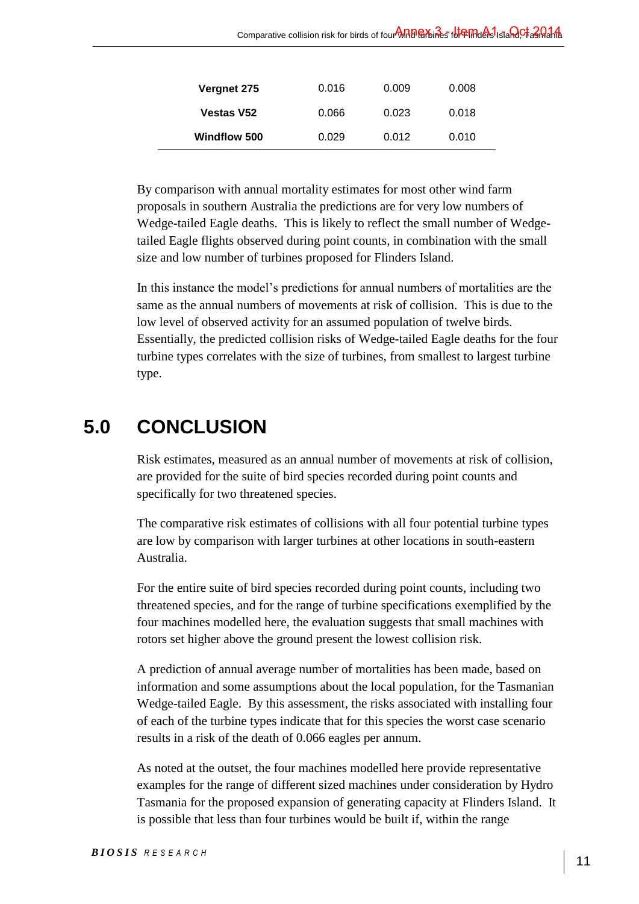| | | | |
|---|---|---|---|
| **Vergnet 275** | 0.016 | 0.009 | 0.008 |
| **Vestas V52** | 0.066 | 0.023 | 0.018 |
| **Windflow 500** | 0.029 | 0.012 | 0.010 |

By comparison with annual mortality estimates for most other wind farm proposals in southern Australia the predictions are for very low numbers of Wedge-tailed Eagle deaths. This is likely to reflect the small number of Wedge-tailed Eagle flights observed during point counts, in combination with the small size and low number of turbines proposed for Flinders Island.

In this instance the model's predictions for annual numbers of mortalities are the same as the annual numbers of movements at risk of collision. This is due to the low level of observed activity for an assumed population of twelve birds. Essentially, the predicted collision risks of Wedge-tailed Eagle deaths for the four turbine types correlates with the size of turbines, from smallest to largest turbine type.

# 5.0 CONCLUSION

Risk estimates, measured as an annual number of movements at risk of collision, are provided for the suite of bird species recorded during point counts and specifically for two threatened species.

The comparative risk estimates of collisions with all four potential turbine types are low by comparison with larger turbines at other locations in south-eastern Australia.

For the entire suite of bird species recorded during point counts, including two threatened species, and for the range of turbine specifications exemplified by the four machines modelled here, the evaluation suggests that small machines with rotors set higher above the ground present the lowest collision risk.

A prediction of annual average number of mortalities has been made, based on information and some assumptions about the local population, for the Tasmanian Wedge-tailed Eagle. By this assessment, the risks associated with installing four of each of the turbine types indicate that for this species the worst case scenario results in a risk of the death of 0.066 eagles per annum.

As noted at the outset, the four machines modelled here provide representative examples for the range of different sized machines under consideration by Hydro Tasmania for the proposed expansion of generating capacity at Flinders Island. It is possible that less than four turbines would be built if, within the range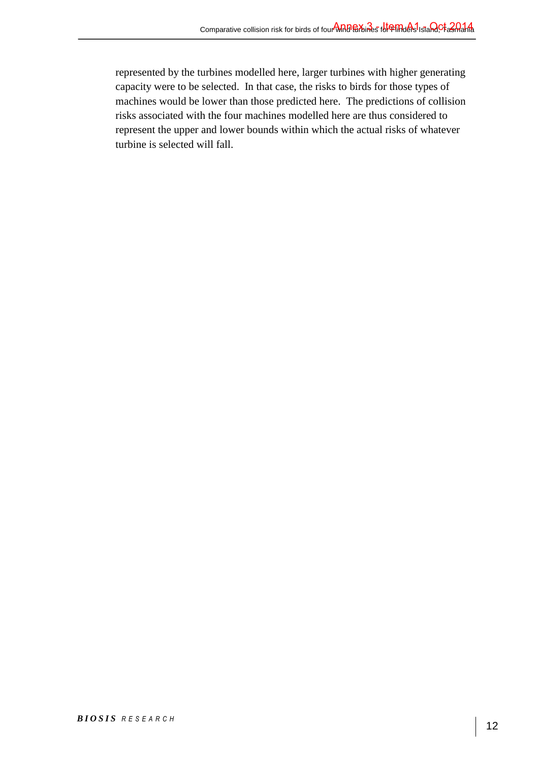represented by the turbines modelled here, larger turbines with higher generating capacity were to be selected. In that case, the risks to birds for those types of machines would be lower than those predicted here. The predictions of collision risks associated with the four machines modelled here are thus considered to represent the upper and lower bounds within which the actual risks of whatever turbine is selected will fall.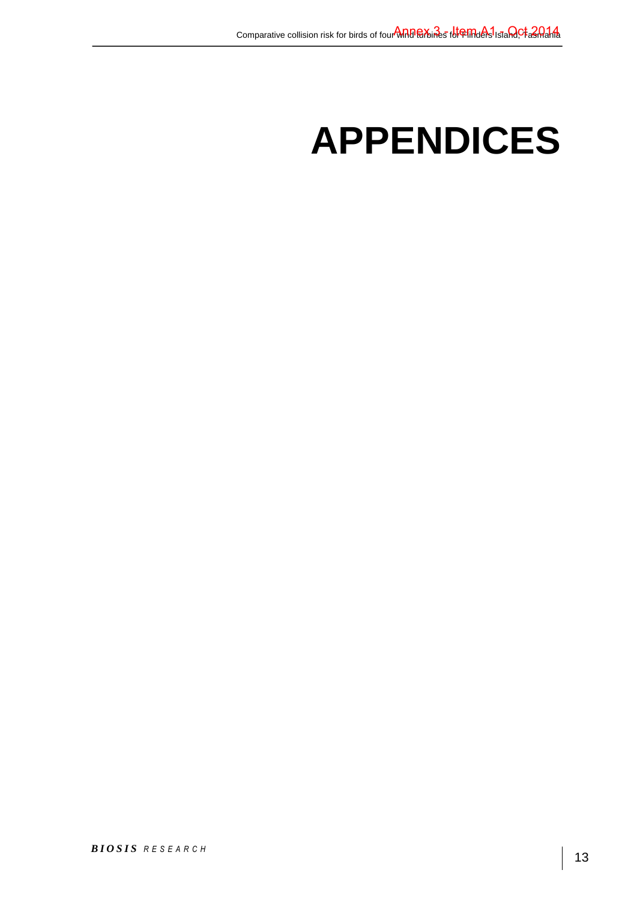# APPENDICES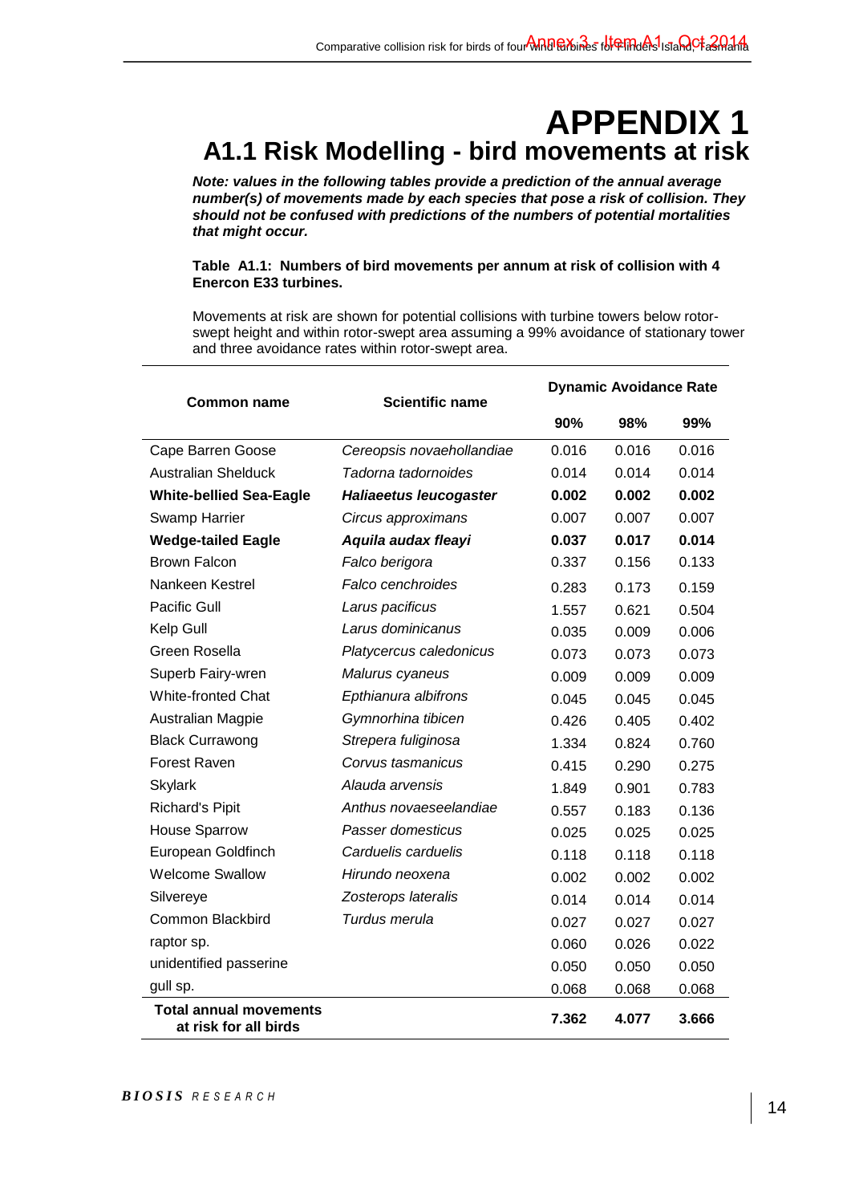# APPENDIX 1

## A1.1 Risk Modelling - bird movements at risk

***Note: values in the following tables provide a prediction of the annual average number(s) of movements made by each species that pose a risk of collision. They should not be confused with predictions of the numbers of potential mortalities that might occur.***

**Table A1.1: Numbers of bird movements per annum at risk of collision with 4 Enercon E33 turbines.**

Movements at risk are shown for potential collisions with turbine towers below rotor-swept height and within rotor-swept area assuming a 99% avoidance of stationary tower and three avoidance rates within rotor-swept area.

| Common name | Scientific name | Dynamic Avoidance Rate | | |
|---|---|---|---|---|
| | | 90% | 98% | 99% |
| Cape Barren Goose | *Cereopsis novaehollandiae* | 0.016 | 0.016 | 0.016 |
| Australian Shelduck | *Tadorna tadornoides* | 0.014 | 0.014 | 0.014 |
| **White-bellied Sea-Eagle** | ***Haliaeetus leucogaster*** | **0.002** | **0.002** | **0.002** |
| Swamp Harrier | *Circus approximans* | 0.007 | 0.007 | 0.007 |
| **Wedge-tailed Eagle** | ***Aquila audax fleayi*** | **0.037** | **0.017** | **0.014** |
| Brown Falcon | *Falco berigora* | 0.337 | 0.156 | 0.133 |
| Nankeen Kestrel | *Falco cenchroides* | 0.283 | 0.173 | 0.159 |
| Pacific Gull | *Larus pacificus* | 1.557 | 0.621 | 0.504 |
| Kelp Gull | *Larus dominicanus* | 0.035 | 0.009 | 0.006 |
| Green Rosella | *Platycercus caledonicus* | 0.073 | 0.073 | 0.073 |
| Superb Fairy-wren | *Malurus cyaneus* | 0.009 | 0.009 | 0.009 |
| White-fronted Chat | *Epthianura albifrons* | 0.045 | 0.045 | 0.045 |
| Australian Magpie | *Gymnorhina tibicen* | 0.426 | 0.405 | 0.402 |
| Black Currawong | *Strepera fuliginosa* | 1.334 | 0.824 | 0.760 |
| Forest Raven | *Corvus tasmanicus* | 0.415 | 0.290 | 0.275 |
| Skylark | *Alauda arvensis* | 1.849 | 0.901 | 0.783 |
| Richard's Pipit | *Anthus novaeseelandiae* | 0.557 | 0.183 | 0.136 |
| House Sparrow | *Passer domesticus* | 0.025 | 0.025 | 0.025 |
| European Goldfinch | *Carduelis carduelis* | 0.118 | 0.118 | 0.118 |
| Welcome Swallow | *Hirundo neoxena* | 0.002 | 0.002 | 0.002 |
| Silvereye | *Zosterops lateralis* | 0.014 | 0.014 | 0.014 |
| Common Blackbird | *Turdus merula* | 0.027 | 0.027 | 0.027 |
| raptor sp. | | 0.060 | 0.026 | 0.022 |
| unidentified passerine | | 0.050 | 0.050 | 0.050 |
| gull sp. | | 0.068 | 0.068 | 0.068 |
| **Total annual movements at risk for all birds** | | **7.362** | **4.077** | **3.666** |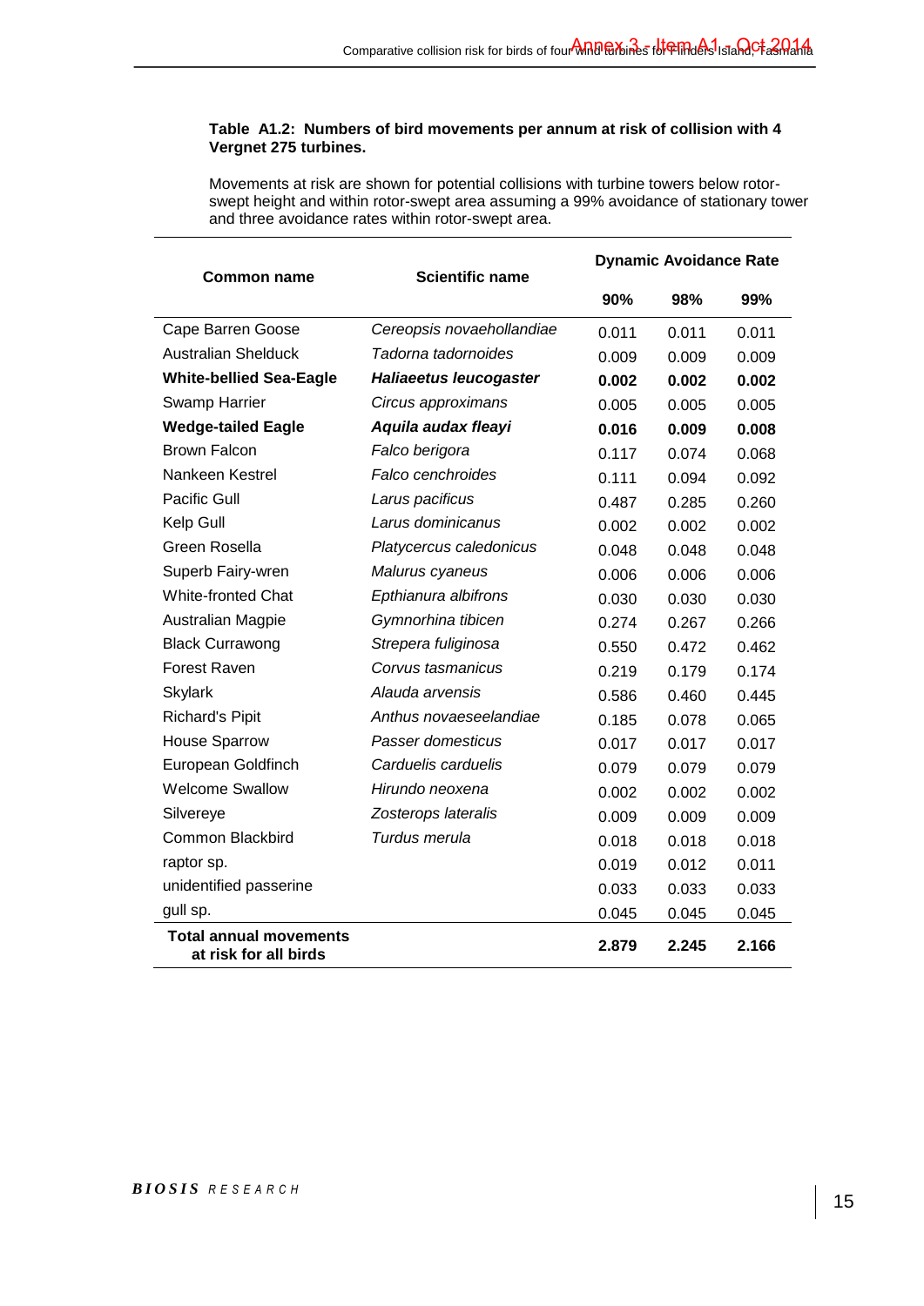**Table A1.2: Numbers of bird movements per annum at risk of collision with 4 Vergnet 275 turbines.**

Movements at risk are shown for potential collisions with turbine towers below rotor-swept height and within rotor-swept area assuming a 99% avoidance of stationary tower and three avoidance rates within rotor-swept area.

| Common name | Scientific name | Dynamic Avoidance Rate | | |
|---|---|---|---|---|
| | | 90% | 98% | 99% |
| Cape Barren Goose | *Cereopsis novaehollandiae* | 0.011 | 0.011 | 0.011 |
| Australian Shelduck | *Tadorna tadornoides* | 0.009 | 0.009 | 0.009 |
| **White-bellied Sea-Eagle** | ***Haliaeetus leucogaster*** | **0.002** | **0.002** | **0.002** |
| Swamp Harrier | *Circus approximans* | 0.005 | 0.005 | 0.005 |
| **Wedge-tailed Eagle** | ***Aquila audax fleayi*** | **0.016** | **0.009** | **0.008** |
| Brown Falcon | *Falco berigora* | 0.117 | 0.074 | 0.068 |
| Nankeen Kestrel | *Falco cenchroides* | 0.111 | 0.094 | 0.092 |
| Pacific Gull | *Larus pacificus* | 0.487 | 0.285 | 0.260 |
| Kelp Gull | *Larus dominicanus* | 0.002 | 0.002 | 0.002 |
| Green Rosella | *Platycercus caledonicus* | 0.048 | 0.048 | 0.048 |
| Superb Fairy-wren | *Malurus cyaneus* | 0.006 | 0.006 | 0.006 |
| White-fronted Chat | *Epthianura albifrons* | 0.030 | 0.030 | 0.030 |
| Australian Magpie | *Gymnorhina tibicen* | 0.274 | 0.267 | 0.266 |
| Black Currawong | *Strepera fuliginosa* | 0.550 | 0.472 | 0.462 |
| Forest Raven | *Corvus tasmanicus* | 0.219 | 0.179 | 0.174 |
| Skylark | *Alauda arvensis* | 0.586 | 0.460 | 0.445 |
| Richard's Pipit | *Anthus novaeseelandiae* | 0.185 | 0.078 | 0.065 |
| House Sparrow | *Passer domesticus* | 0.017 | 0.017 | 0.017 |
| European Goldfinch | *Carduelis carduelis* | 0.079 | 0.079 | 0.079 |
| Welcome Swallow | *Hirundo neoxena* | 0.002 | 0.002 | 0.002 |
| Silvereye | *Zosterops lateralis* | 0.009 | 0.009 | 0.009 |
| Common Blackbird | *Turdus merula* | 0.018 | 0.018 | 0.018 |
| raptor sp. | | 0.019 | 0.012 | 0.011 |
| unidentified passerine | | 0.033 | 0.033 | 0.033 |
| gull sp. | | 0.045 | 0.045 | 0.045 |
| **Total annual movements at risk for all birds** | | **2.879** | **2.245** | **2.166** |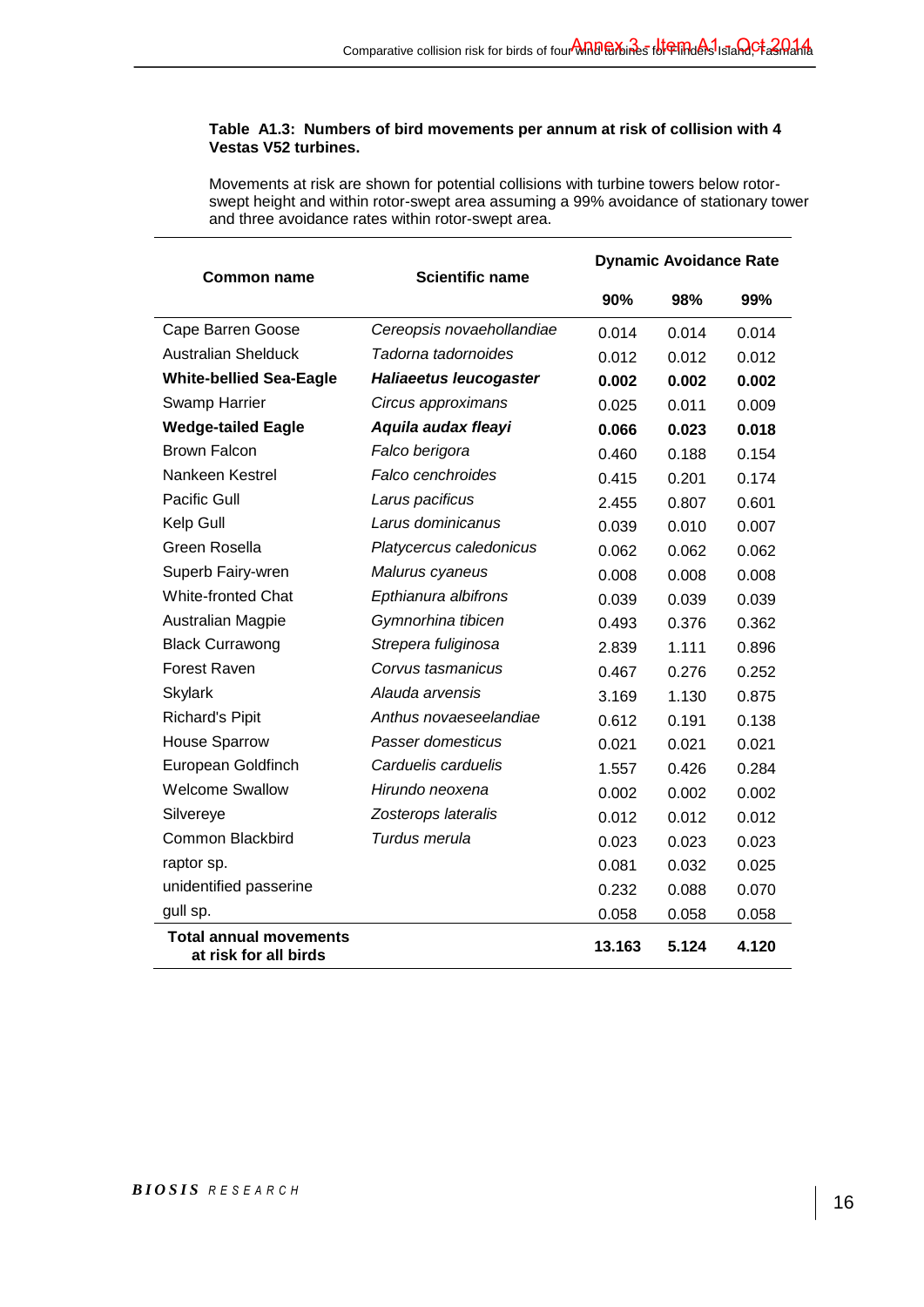**Table A1.3: Numbers of bird movements per annum at risk of collision with 4 Vestas V52 turbines.**

Movements at risk are shown for potential collisions with turbine towers below rotor-swept height and within rotor-swept area assuming a 99% avoidance of stationary tower and three avoidance rates within rotor-swept area.

| Common name | Scientific name | Dynamic Avoidance Rate | | |
|---|---|---|---|---|
| | | 90% | 98% | 99% |
| Cape Barren Goose | *Cereopsis novaehollandiae* | 0.014 | 0.014 | 0.014 |
| Australian Shelduck | *Tadorna tadornoides* | 0.012 | 0.012 | 0.012 |
| **White-bellied Sea-Eagle** | ***Haliaeetus leucogaster*** | **0.002** | **0.002** | **0.002** |
| Swamp Harrier | *Circus approximans* | 0.025 | 0.011 | 0.009 |
| **Wedge-tailed Eagle** | ***Aquila audax fleayi*** | **0.066** | **0.023** | **0.018** |
| Brown Falcon | *Falco berigora* | 0.460 | 0.188 | 0.154 |
| Nankeen Kestrel | *Falco cenchroides* | 0.415 | 0.201 | 0.174 |
| Pacific Gull | *Larus pacificus* | 2.455 | 0.807 | 0.601 |
| Kelp Gull | *Larus dominicanus* | 0.039 | 0.010 | 0.007 |
| Green Rosella | *Platycercus caledonicus* | 0.062 | 0.062 | 0.062 |
| Superb Fairy-wren | *Malurus cyaneus* | 0.008 | 0.008 | 0.008 |
| White-fronted Chat | *Epthianura albifrons* | 0.039 | 0.039 | 0.039 |
| Australian Magpie | *Gymnorhina tibicen* | 0.493 | 0.376 | 0.362 |
| Black Currawong | *Strepera fuliginosa* | 2.839 | 1.111 | 0.896 |
| Forest Raven | *Corvus tasmanicus* | 0.467 | 0.276 | 0.252 |
| Skylark | *Alauda arvensis* | 3.169 | 1.130 | 0.875 |
| Richard's Pipit | *Anthus novaeseelandiae* | 0.612 | 0.191 | 0.138 |
| House Sparrow | *Passer domesticus* | 0.021 | 0.021 | 0.021 |
| European Goldfinch | *Carduelis carduelis* | 1.557 | 0.426 | 0.284 |
| Welcome Swallow | *Hirundo neoxena* | 0.002 | 0.002 | 0.002 |
| Silvereye | *Zosterops lateralis* | 0.012 | 0.012 | 0.012 |
| Common Blackbird | *Turdus merula* | 0.023 | 0.023 | 0.023 |
| raptor sp. | | 0.081 | 0.032 | 0.025 |
| unidentified passerine | | 0.232 | 0.088 | 0.070 |
| gull sp. | | 0.058 | 0.058 | 0.058 |
| **Total annual movements at risk for all birds** | | **13.163** | **5.124** | **4.120** |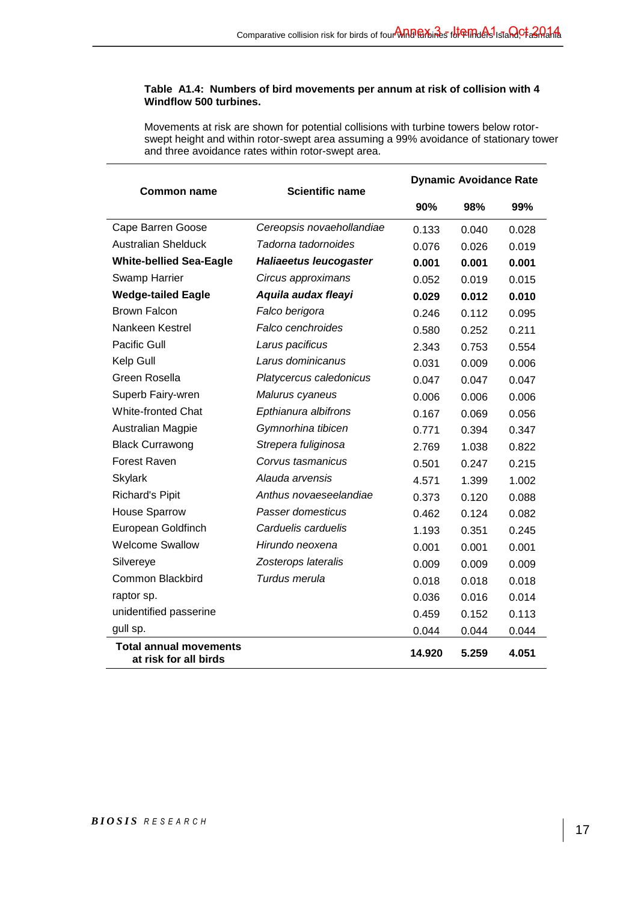**Table A1.4: Numbers of bird movements per annum at risk of collision with 4 Windflow 500 turbines.**

Movements at risk are shown for potential collisions with turbine towers below rotor-swept height and within rotor-swept area assuming a 99% avoidance of stationary tower and three avoidance rates within rotor-swept area.

| Common name | Scientific name | Dynamic Avoidance Rate | | |
|---|---|---|---|---|
| | | 90% | 98% | 99% |
| Cape Barren Goose | *Cereopsis novaehollandiae* | 0.133 | 0.040 | 0.028 |
| Australian Shelduck | *Tadorna tadornoides* | 0.076 | 0.026 | 0.019 |
| **White-bellied Sea-Eagle** | ***Haliaeetus leucogaster*** | **0.001** | **0.001** | **0.001** |
| Swamp Harrier | *Circus approximans* | 0.052 | 0.019 | 0.015 |
| **Wedge-tailed Eagle** | ***Aquila audax fleayi*** | **0.029** | **0.012** | **0.010** |
| Brown Falcon | *Falco berigora* | 0.246 | 0.112 | 0.095 |
| Nankeen Kestrel | *Falco cenchroides* | 0.580 | 0.252 | 0.211 |
| Pacific Gull | *Larus pacificus* | 2.343 | 0.753 | 0.554 |
| Kelp Gull | *Larus dominicanus* | 0.031 | 0.009 | 0.006 |
| Green Rosella | *Platycercus caledonicus* | 0.047 | 0.047 | 0.047 |
| Superb Fairy-wren | *Malurus cyaneus* | 0.006 | 0.006 | 0.006 |
| White-fronted Chat | *Epthianura albifrons* | 0.167 | 0.069 | 0.056 |
| Australian Magpie | *Gymnorhina tibicen* | 0.771 | 0.394 | 0.347 |
| Black Currawong | *Strepera fuliginosa* | 2.769 | 1.038 | 0.822 |
| Forest Raven | *Corvus tasmanicus* | 0.501 | 0.247 | 0.215 |
| Skylark | *Alauda arvensis* | 4.571 | 1.399 | 1.002 |
| Richard's Pipit | *Anthus novaeseelandiae* | 0.373 | 0.120 | 0.088 |
| House Sparrow | *Passer domesticus* | 0.462 | 0.124 | 0.082 |
| European Goldfinch | *Carduelis carduelis* | 1.193 | 0.351 | 0.245 |
| Welcome Swallow | *Hirundo neoxena* | 0.001 | 0.001 | 0.001 |
| Silvereye | *Zosterops lateralis* | 0.009 | 0.009 | 0.009 |
| Common Blackbird | *Turdus merula* | 0.018 | 0.018 | 0.018 |
| raptor sp. | | 0.036 | 0.016 | 0.014 |
| unidentified passerine | | 0.459 | 0.152 | 0.113 |
| gull sp. | | 0.044 | 0.044 | 0.044 |
| **Total annual movements at risk for all birds** | | **14.920** | **5.259** | **4.051** |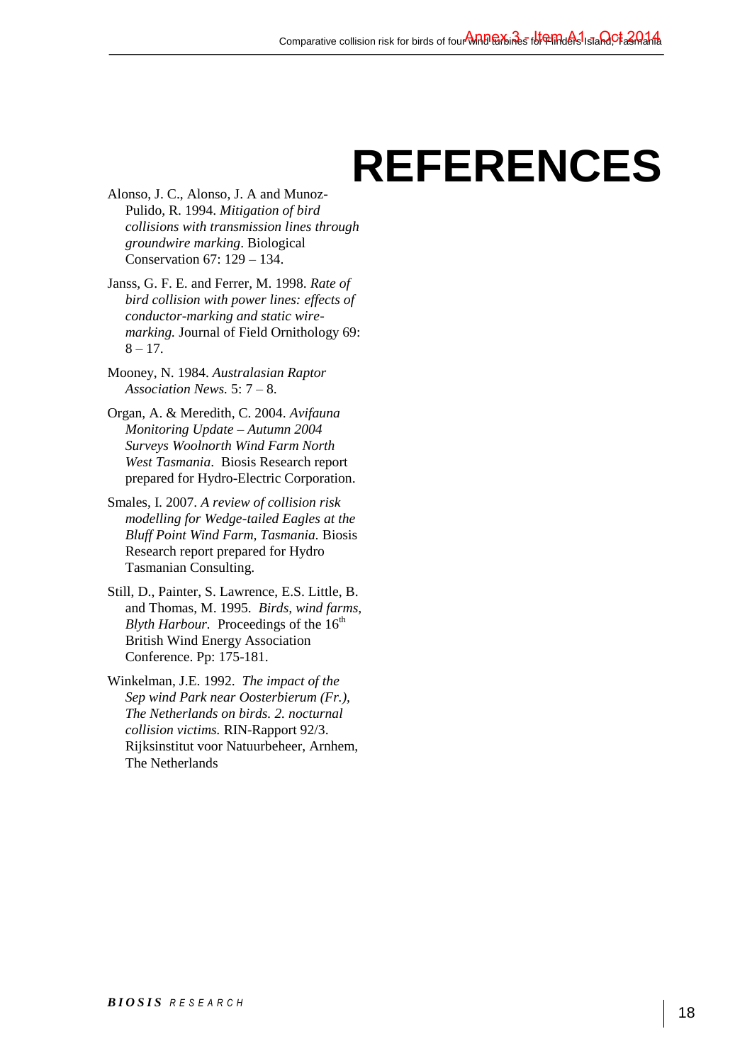# REFERENCES

Alonso, J. C., Alonso, J. A and Munoz-Pulido, R. 1994. *Mitigation of bird collisions with transmission lines through groundwire marking*. Biological Conservation 67: 129 – 134.

Janss, G. F. E. and Ferrer, M. 1998. *Rate of bird collision with power lines: effects of conductor-marking and static wire-marking.* Journal of Field Ornithology 69: 8 – 17.

Mooney, N. 1984. *Australasian Raptor Association News.* 5: 7 – 8.

Organ, A. & Meredith, C. 2004. *Avifauna Monitoring Update – Autumn 2004 Surveys Woolnorth Wind Farm North West Tasmania*. Biosis Research report prepared for Hydro-Electric Corporation.

Smales, I. 2007. *A review of collision risk modelling for Wedge-tailed Eagles at the Bluff Point Wind Farm, Tasmania.* Biosis Research report prepared for Hydro Tasmanian Consulting.

Still, D., Painter, S. Lawrence, E.S. Little, B. and Thomas, M. 1995. *Birds, wind farms, Blyth Harbour.* Proceedings of the 16th British Wind Energy Association Conference. Pp: 175-181.

Winkelman, J.E. 1992. *The impact of the Sep wind Park near Oosterbierum (Fr.), The Netherlands on birds. 2. nocturnal collision victims.* RIN-Rapport 92/3. Rijksinstitut voor Natuurbeheer, Arnhem, The Netherlands